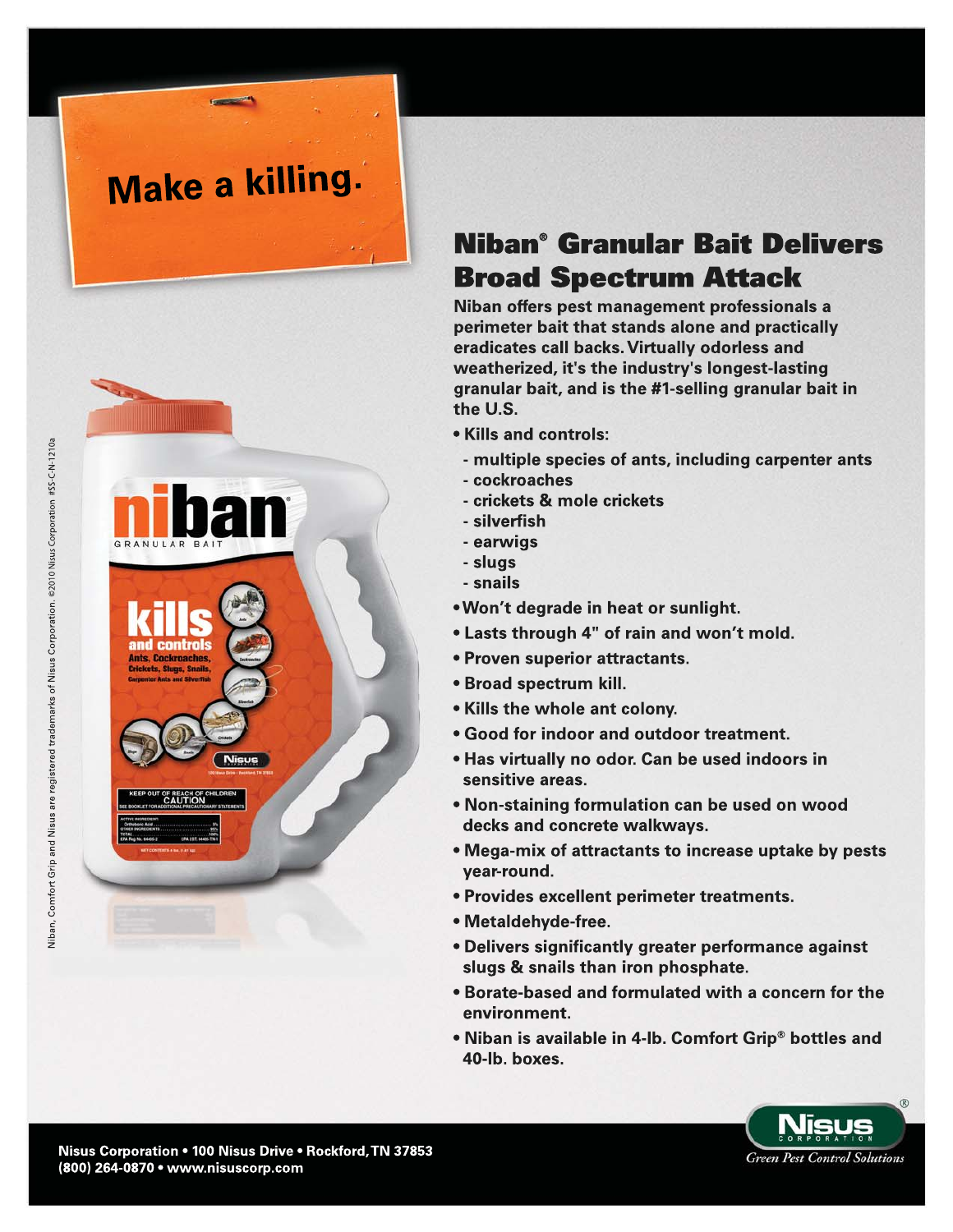Make a killing.

# Niban® Granular Bait Delivers Broad Spectrum Attack

**Niban offers pest management professionals a perimeter bait that stands alone and practically eradicates call backs. Virtually odorless and weatherized, it's the industry's longest-lasting granular bait, and is the #1-selling granular bait in the U.S.**

- **Kills and controls:**
  - **multiple species of ants, including carpenter ants**
  - **cockroaches**
  - **crickets & mole crickets**
  - **silverfish**
  - **earwigs**
  - **slugs**
  - **snails**
- **Won't degrade in heat or sunlight.**
- **Lasts through 4" of rain and won't mold.**
- **Proven superior attractants.**
- **Broad spectrum kill.**
- **Kills the whole ant colony.**
- **Good for indoor and outdoor treatment.**
- **Has virtually no odor. Can be used indoors in sensitive areas.**
- **Non-staining formulation can be used on wood decks and concrete walkways.**
- **Mega-mix of attractants to increase uptake by pests year-round.**
- **Provides excellent perimeter treatments.**
- **Metaldehyde-free.**
- **Delivers significantly greater performance against slugs & snails than iron phosphate.**
- **Borate-based and formulated with a concern for the environment.**
- **Niban is available in 4-lb. Comfort Grip® bottles and 40-lb. boxes.**

Niban, Comfort Grip and Nisus are registered trademarks of Nisus Corporation. ©2010 Nisus Corporation. #SS-C-N-1210a

**Nisus Corporation • 100 Nisus Drive • Rockford, TN 37853**
**(800) 264-0870 • www.nisuscorp.com**

Nisus Corporation® *Green Pest Control Solutions*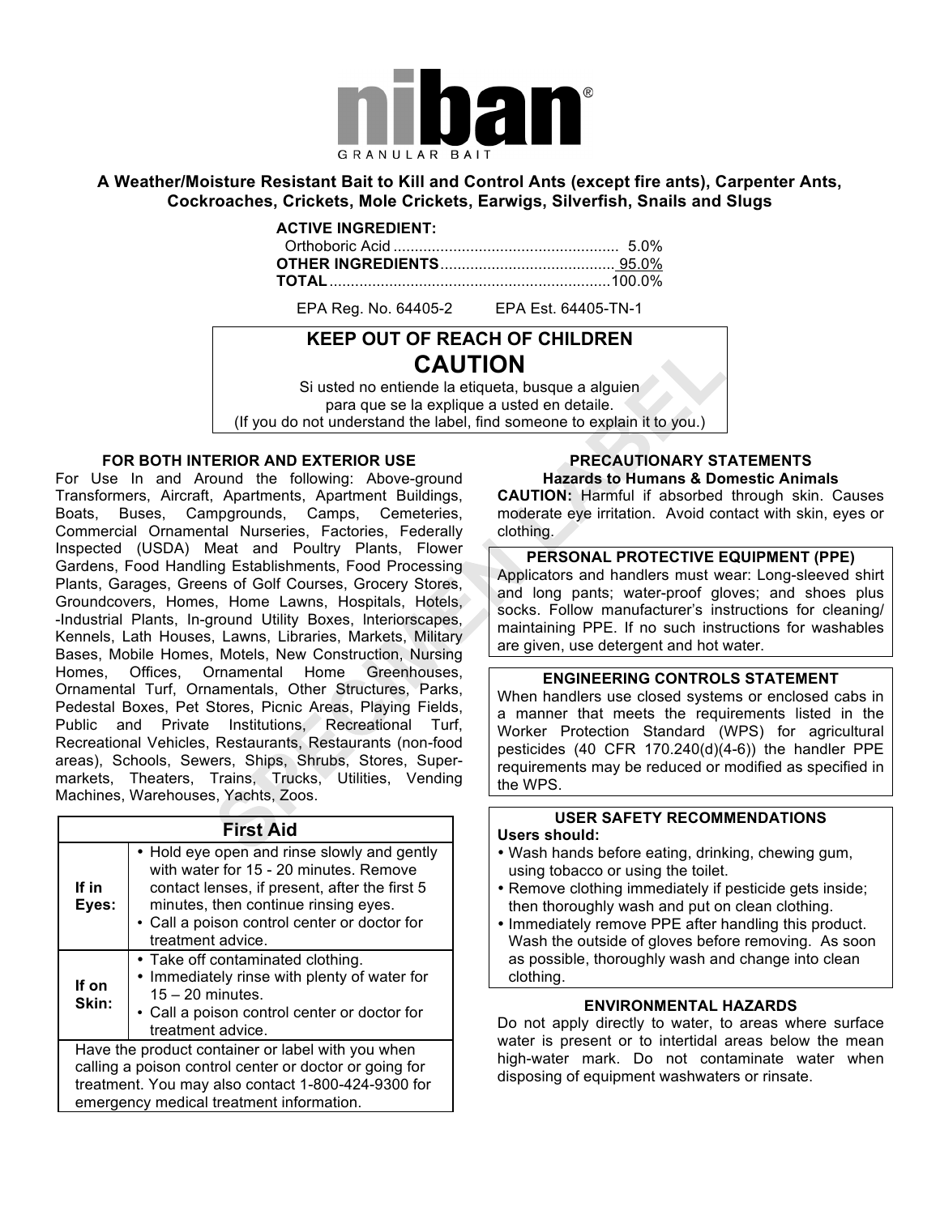# niban®

GRANULAR BAIT

**A Weather/Moisture Resistant Bait to Kill and Control Ants (except fire ants), Carpenter Ants, Cockroaches, Crickets, Mole Crickets, Earwigs, Silverfish, Snails and Slugs**

**ACTIVE INGREDIENT:**
Orthoboric Acid .................................................... 5.0%
**OTHER INGREDIENTS**......................................... 95.0%
**TOTAL**.................................................................100.0%

EPA Reg. No. 64405-2 EPA Est. 64405-TN-1

**KEEP OUT OF REACH OF CHILDREN**

**CAUTION**

Si usted no entiende la etiqueta, busque a alguien para que se la explique a usted en detaile.
(If you do not understand the label, find someone to explain it to you.)

### FOR BOTH INTERIOR AND EXTERIOR USE

For Use In and Around the following: Above-ground Transformers, Aircraft, Apartments, Apartment Buildings, Boats, Buses, Campgrounds, Camps, Cemeteries, Commercial Ornamental Nurseries, Factories, Federally Inspected (USDA) Meat and Poultry Plants, Flower Gardens, Food Handling Establishments, Food Processing Plants, Garages, Greens of Golf Courses, Grocery Stores, Groundcovers, Homes, Home Lawns, Hospitals, Hotels, -Industrial Plants, In-ground Utility Boxes, Interiorscapes, Kennels, Lath Houses, Lawns, Libraries, Markets, Military Bases, Mobile Homes, Motels, New Construction, Nursing Homes, Offices, Ornamental Home Greenhouses, Ornamental Turf, Ornamentals, Other Structures, Parks, Pedestal Boxes, Pet Stores, Picnic Areas, Playing Fields, Public and Private Institutions, Recreational Turf, Recreational Vehicles, Restaurants, Restaurants (non-food areas), Schools, Sewers, Ships, Shrubs, Stores, Super-markets, Theaters, Trains, Trucks, Utilities, Vending Machines, Warehouses, Yachts, Zoos.

| First Aid | |
|---|---|
| **If in Eyes:** | • Hold eye open and rinse slowly and gently with water for 15 - 20 minutes. Remove contact lenses, if present, after the first 5 minutes, then continue rinsing eyes.<br>• Call a poison control center or doctor for treatment advice. |
| **If on Skin:** | • Take off contaminated clothing.<br>• Immediately rinse with plenty of water for 15 – 20 minutes.<br>• Call a poison control center or doctor for treatment advice. |
| Have the product container or label with you when calling a poison control center or doctor or going for treatment. You may also contact 1-800-424-9300 for emergency medical treatment information. | |

### PRECAUTIONARY STATEMENTS

**Hazards to Humans & Domestic Animals**

**CAUTION:** Harmful if absorbed through skin. Causes moderate eye irritation. Avoid contact with skin, eyes or clothing.

### PERSONAL PROTECTIVE EQUIPMENT (PPE)

Applicators and handlers must wear: Long-sleeved shirt and long pants; water-proof gloves; and shoes plus socks. Follow manufacturer's instructions for cleaning/ maintaining PPE. If no such instructions for washables are given, use detergent and hot water.

### ENGINEERING CONTROLS STATEMENT

When handlers use closed systems or enclosed cabs in a manner that meets the requirements listed in the Worker Protection Standard (WPS) for agricultural pesticides (40 CFR 170.240(d)(4-6)) the handler PPE requirements may be reduced or modified as specified in the WPS.

### USER SAFETY RECOMMENDATIONS

**Users should:**

- Wash hands before eating, drinking, chewing gum, using tobacco or using the toilet.
- Remove clothing immediately if pesticide gets inside; then thoroughly wash and put on clean clothing.
- Immediately remove PPE after handling this product. Wash the outside of gloves before removing. As soon as possible, thoroughly wash and change into clean clothing.

### ENVIRONMENTAL HAZARDS

Do not apply directly to water, to areas where surface water is present or to intertidal areas below the mean high-water mark. Do not contaminate water when disposing of equipment washwaters or rinsate.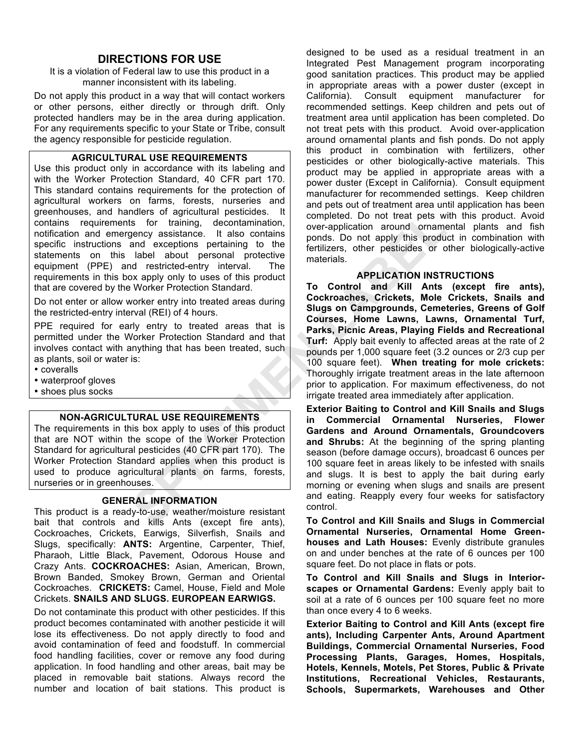## DIRECTIONS FOR USE

It is a violation of Federal law to use this product in a manner inconsistent with its labeling.

Do not apply this product in a way that will contact workers or other persons, either directly or through drift. Only protected handlers may be in the area during application. For any requirements specific to your State or Tribe, consult the agency responsible for pesticide regulation.

### AGRICULTURAL USE REQUIREMENTS

Use this product only in accordance with its labeling and with the Worker Protection Standard, 40 CFR part 170. This standard contains requirements for the protection of agricultural workers on farms, forests, nurseries and greenhouses, and handlers of agricultural pesticides. It contains requirements for training, decontamination, notification and emergency assistance. It also contains specific instructions and exceptions pertaining to the statements on this label about personal protective equipment (PPE) and restricted-entry interval. The requirements in this box apply only to uses of this product that are covered by the Worker Protection Standard.

Do not enter or allow worker entry into treated areas during the restricted-entry interval (REI) of 4 hours.

PPE required for early entry to treated areas that is permitted under the Worker Protection Standard and that involves contact with anything that has been treated, such as plants, soil or water is:

- coveralls
- waterproof gloves
- shoes plus socks

### NON-AGRICULTURAL USE REQUIREMENTS

The requirements in this box apply to uses of this product that are NOT within the scope of the Worker Protection Standard for agricultural pesticides (40 CFR part 170). The Worker Protection Standard applies when this product is used to produce agricultural plants on farms, forests, nurseries or in greenhouses.

### GENERAL INFORMATION

This product is a ready-to-use, weather/moisture resistant bait that controls and kills Ants (except fire ants), Cockroaches, Crickets, Earwigs, Silverfish, Snails and Slugs, specifically: **ANTS:** Argentine, Carpenter, Thief, Pharaoh, Little Black, Pavement, Odorous House and Crazy Ants. **COCKROACHES:** Asian, American, Brown, Brown Banded, Smokey Brown, German and Oriental Cockroaches. **CRICKETS:** Camel, House, Field and Mole Crickets. **SNAILS AND SLUGS. EUROPEAN EARWIGS.**

Do not contaminate this product with other pesticides. If this product becomes contaminated with another pesticide it will lose its effectiveness. Do not apply directly to food and avoid contamination of feed and foodstuff. In commercial food handling facilities, cover or remove any food during application. In food handling and other areas, bait may be placed in removable bait stations. Always record the number and location of bait stations. This product is designed to be used as a residual treatment in an Integrated Pest Management program incorporating good sanitation practices. This product may be applied in appropriate areas with a power duster (except in California). Consult equipment manufacturer for recommended settings. Keep children and pets out of treatment area until application has been completed. Do not treat pets with this product. Avoid over-application around ornamental plants and fish ponds. Do not apply this product in combination with fertilizers, other pesticides or other biologically-active materials. This product may be applied in appropriate areas with a power duster (Except in California). Consult equipment manufacturer for recommended settings. Keep children and pets out of treatment area until application has been completed. Do not treat pets with this product. Avoid over-application around ornamental plants and fish ponds. Do not apply this product in combination with fertilizers, other pesticides or other biologically-active materials.

### APPLICATION INSTRUCTIONS

**To Control and Kill Ants (except fire ants), Cockroaches, Crickets, Mole Crickets, Snails and Slugs on Campgrounds, Cemeteries, Greens of Golf Courses, Home Lawns, Lawns, Ornamental Turf, Parks, Picnic Areas, Playing Fields and Recreational Turf:** Apply bait evenly to affected areas at the rate of 2 pounds per 1,000 square feet (3.2 ounces or 2/3 cup per 100 square feet). **When treating for mole crickets:** Thoroughly irrigate treatment areas in the late afternoon prior to application. For maximum effectiveness, do not irrigate treated area immediately after application.

**Exterior Baiting to Control and Kill Snails and Slugs in Commercial Ornamental Nurseries, Flower Gardens and Around Ornamentals, Groundcovers and Shrubs:** At the beginning of the spring planting season (before damage occurs), broadcast 6 ounces per 100 square feet in areas likely to be infested with snails and slugs. It is best to apply the bait during early morning or evening when slugs and snails are present and eating. Reapply every four weeks for satisfactory control.

**To Control and Kill Snails and Slugs in Commercial Ornamental Nurseries, Ornamental Home Green-houses and Lath Houses:** Evenly distribute granules on and under benches at the rate of 6 ounces per 100 square feet. Do not place in flats or pots.

**To Control and Kill Snails and Slugs in Interior-scapes or Ornamental Gardens:** Evenly apply bait to soil at a rate of 6 ounces per 100 square feet no more than once every 4 to 6 weeks.

**Exterior Baiting to Control and Kill Ants (except fire ants), Including Carpenter Ants, Around Apartment Buildings, Commercial Ornamental Nurseries, Food Processing Plants, Garages, Homes, Hospitals, Hotels, Kennels, Motels, Pet Stores, Public & Private Institutions, Recreational Vehicles, Restaurants, Schools, Supermarkets, Warehouses and Other**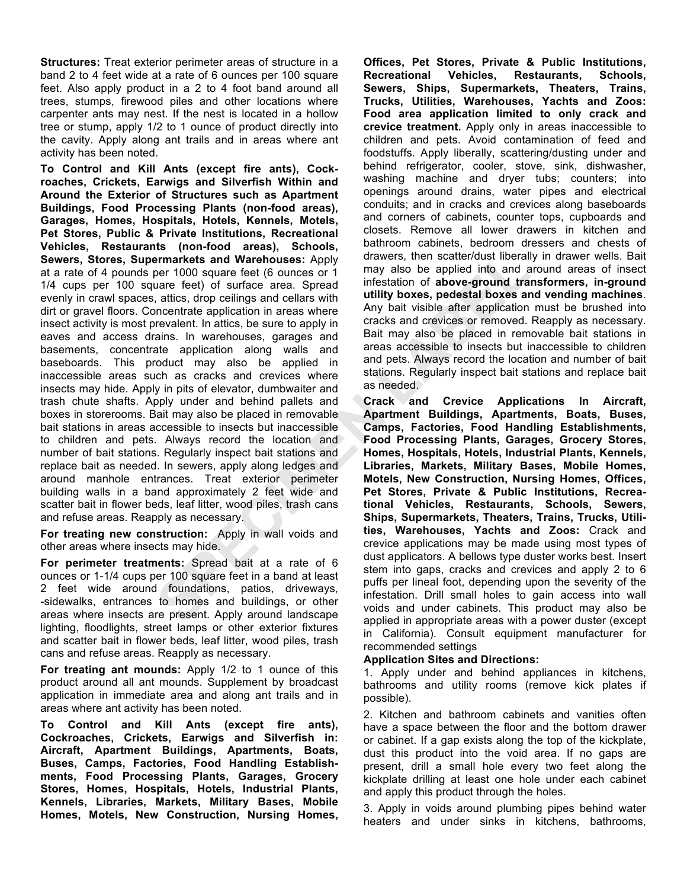**Structures:** Treat exterior perimeter areas of structure in a band 2 to 4 feet wide at a rate of 6 ounces per 100 square feet. Also apply product in a 2 to 4 foot band around all trees, stumps, firewood piles and other locations where carpenter ants may nest. If the nest is located in a hollow tree or stump, apply 1/2 to 1 ounce of product directly into the cavity. Apply along ant trails and in areas where ant activity has been noted.

**To Control and Kill Ants (except fire ants), Cockroaches, Crickets, Earwigs and Silverfish Within and Around the Exterior of Structures such as Apartment Buildings, Food Processing Plants (non-food areas), Garages, Homes, Hospitals, Hotels, Kennels, Motels, Pet Stores, Public & Private Institutions, Recreational Vehicles, Restaurants (non-food areas), Schools, Sewers, Stores, Supermarkets and Warehouses:** Apply at a rate of 4 pounds per 1000 square feet (6 ounces or 1 1/4 cups per 100 square feet) of surface area. Spread evenly in crawl spaces, attics, drop ceilings and cellars with dirt or gravel floors. Concentrate application in areas where insect activity is most prevalent. In attics, be sure to apply in eaves and access drains. In warehouses, garages and basements, concentrate application along walls and baseboards. This product may also be applied in inaccessible areas such as cracks and crevices where insects may hide. Apply in pits of elevator, dumbwaiter and trash chute shafts. Apply under and behind pallets and boxes in storerooms. Bait may also be placed in removable bait stations in areas accessible to insects but inaccessible to children and pets. Always record the location and number of bait stations. Regularly inspect bait stations and replace bait as needed. In sewers, apply along ledges and around manhole entrances. Treat exterior perimeter building walls in a band approximately 2 feet wide and scatter bait in flower beds, leaf litter, wood piles, trash cans and refuse areas. Reapply as necessary.

**For treating new construction:** Apply in wall voids and other areas where insects may hide.

**For perimeter treatments:** Spread bait at a rate of 6 ounces or 1-1/4 cups per 100 square feet in a band at least 2 feet wide around foundations, patios, driveways, -sidewalks, entrances to homes and buildings, or other areas where insects are present. Apply around landscape lighting, floodlights, street lamps or other exterior fixtures and scatter bait in flower beds, leaf litter, wood piles, trash cans and refuse areas. Reapply as necessary.

**For treating ant mounds:** Apply 1/2 to 1 ounce of this product around all ant mounds. Supplement by broadcast application in immediate area and along ant trails and in areas where ant activity has been noted.

**To Control and Kill Ants (except fire ants), Cockroaches, Crickets, Earwigs and Silverfish in: Aircraft, Apartment Buildings, Apartments, Boats, Buses, Camps, Factories, Food Handling Establishments, Food Processing Plants, Garages, Grocery Stores, Homes, Hospitals, Hotels, Industrial Plants, Kennels, Libraries, Markets, Military Bases, Mobile Homes, Motels, New Construction, Nursing Homes, Offices, Pet Stores, Private & Public Institutions, Recreational Vehicles, Restaurants, Schools, Sewers, Ships, Supermarkets, Theaters, Trains, Trucks, Utilities, Warehouses, Yachts and Zoos: Food area application limited to only crack and crevice treatment.** Apply only in areas inaccessible to children and pets. Avoid contamination of feed and foodstuffs. Apply liberally, scattering/dusting under and behind refrigerator, cooler, stove, sink, dishwasher, washing machine and dryer tubs; counters; into openings around drains, water pipes and electrical conduits; and in cracks and crevices along baseboards and corners of cabinets, counter tops, cupboards and closets. Remove all lower drawers in kitchen and bathroom cabinets, bedroom dressers and chests of drawers, then scatter/dust liberally in drawer wells. Bait may also be applied into and around areas of insect infestation of **above-ground transformers, in-ground utility boxes, pedestal boxes and vending machines**. Any bait visible after application must be brushed into cracks and crevices or removed. Reapply as necessary. Bait may also be placed in removable bait stations in areas accessible to insects but inaccessible to children and pets. Always record the location and number of bait stations. Regularly inspect bait stations and replace bait as needed.

**Crack and Crevice Applications In Aircraft, Apartment Buildings, Apartments, Boats, Buses, Camps, Factories, Food Handling Establishments, Food Processing Plants, Garages, Grocery Stores, Homes, Hospitals, Hotels, Industrial Plants, Kennels, Libraries, Markets, Military Bases, Mobile Homes, Motels, New Construction, Nursing Homes, Offices, Pet Stores, Private & Public Institutions, Recreational Vehicles, Restaurants, Schools, Sewers, Ships, Supermarkets, Theaters, Trains, Trucks, Utilities, Warehouses, Yachts and Zoos:** Crack and crevice applications may be made using most types of dust applicators. A bellows type duster works best. Insert stem into gaps, cracks and crevices and apply 2 to 6 puffs per lineal foot, depending upon the severity of the infestation. Drill small holes to gain access into wall voids and under cabinets. This product may also be applied in appropriate areas with a power duster (except in California). Consult equipment manufacturer for recommended settings

**Application Sites and Directions:**

1. Apply under and behind appliances in kitchens, bathrooms and utility rooms (remove kick plates if possible).

2. Kitchen and bathroom cabinets and vanities often have a space between the floor and the bottom drawer or cabinet. If a gap exists along the top of the kickplate, dust this product into the void area. If no gaps are present, drill a small hole every two feet along the kickplate drilling at least one hole under each cabinet and apply this product through the holes.

3. Apply in voids around plumbing pipes behind water heaters and under sinks in kitchens, bathrooms,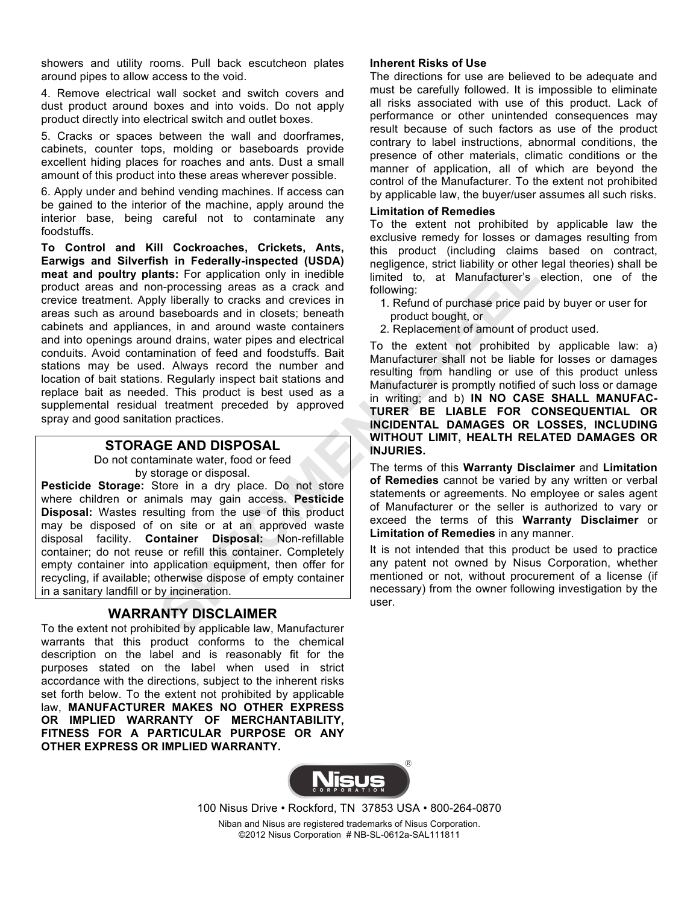showers and utility rooms. Pull back escutcheon plates around pipes to allow access to the void.

4. Remove electrical wall socket and switch covers and dust product around boxes and into voids. Do not apply product directly into electrical switch and outlet boxes.

5. Cracks or spaces between the wall and doorframes, cabinets, counter tops, molding or baseboards provide excellent hiding places for roaches and ants. Dust a small amount of this product into these areas wherever possible.

6. Apply under and behind vending machines. If access can be gained to the interior of the machine, apply around the interior base, being careful not to contaminate any foodstuffs.

**To Control and Kill Cockroaches, Crickets, Ants, Earwigs and Silverfish in Federally-inspected (USDA) meat and poultry plants:** For application only in inedible product areas and non-processing areas as a crack and crevice treatment. Apply liberally to cracks and crevices in areas such as around baseboards and in closets; beneath cabinets and appliances, in and around waste containers and into openings around drains, water pipes and electrical conduits. Avoid contamination of feed and foodstuffs. Bait stations may be used. Always record the number and location of bait stations. Regularly inspect bait stations and replace bait as needed. This product is best used as a supplemental residual treatment preceded by approved spray and good sanitation practices.

## STORAGE AND DISPOSAL

Do not contaminate water, food or feed by storage or disposal.

**Pesticide Storage:** Store in a dry place. Do not store where children or animals may gain access. **Pesticide Disposal:** Wastes resulting from the use of this product may be disposed of on site or at an approved waste disposal facility. **Container Disposal:** Non-refillable container; do not reuse or refill this container. Completely empty container into application equipment, then offer for recycling, if available; otherwise dispose of empty container in a sanitary landfill or by incineration.

## WARRANTY DISCLAIMER

To the extent not prohibited by applicable law, Manufacturer warrants that this product conforms to the chemical description on the label and is reasonably fit for the purposes stated on the label when used in strict accordance with the directions, subject to the inherent risks set forth below. To the extent not prohibited by applicable law, **MANUFACTURER MAKES NO OTHER EXPRESS OR IMPLIED WARRANTY OF MERCHANTABILITY, FITNESS FOR A PARTICULAR PURPOSE OR ANY OTHER EXPRESS OR IMPLIED WARRANTY.**

**Inherent Risks of Use**

The directions for use are believed to be adequate and must be carefully followed. It is impossible to eliminate all risks associated with use of this product. Lack of performance or other unintended consequences may result because of such factors as use of the product contrary to label instructions, abnormal conditions, the presence of other materials, climatic conditions or the manner of application, all of which are beyond the control of the Manufacturer. To the extent not prohibited by applicable law, the buyer/user assumes all such risks.

**Limitation of Remedies**

To the extent not prohibited by applicable law the exclusive remedy for losses or damages resulting from this product (including claims based on contract, negligence, strict liability or other legal theories) shall be limited to, at Manufacturer's election, one of the following:

1. Refund of purchase price paid by buyer or user for product bought, or
2. Replacement of amount of product used.

To the extent not prohibited by applicable law: a) Manufacturer shall not be liable for losses or damages resulting from handling or use of this product unless Manufacturer is promptly notified of such loss or damage in writing; and b) **IN NO CASE SHALL MANUFACTURER BE LIABLE FOR CONSEQUENTIAL OR INCIDENTAL DAMAGES OR LOSSES, INCLUDING WITHOUT LIMIT, HEALTH RELATED DAMAGES OR INJURIES.**

The terms of this **Warranty Disclaimer** and **Limitation of Remedies** cannot be varied by any written or verbal statements or agreements. No employee or sales agent of Manufacturer or the seller is authorized to vary or exceed the terms of this **Warranty Disclaimer** or **Limitation of Remedies** in any manner.

It is not intended that this product be used to practice any patent not owned by Nisus Corporation, whether mentioned or not, without procurement of a license (if necessary) from the owner following investigation by the user.

Nisus® CORPORATION

100 Nisus Drive • Rockford, TN 37853 USA • 800-264-0870

Niban and Nisus are registered trademarks of Nisus Corporation.
©2012 Nisus Corporation # NB-SL-0612a-SAL111811